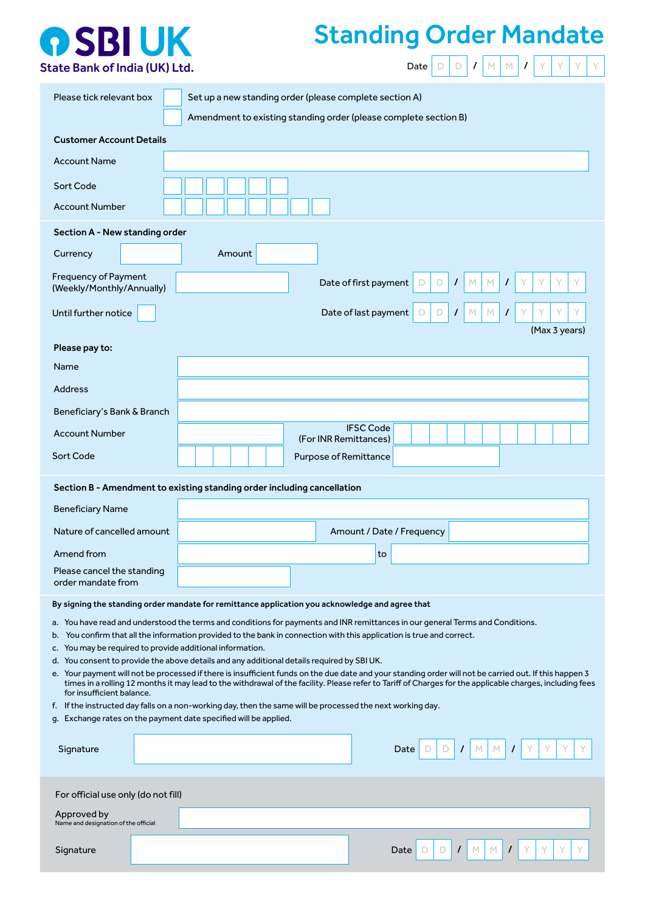**SBI UK**
State Bank of India (UK) Ltd.

# Standing Order Mandate

Date DD / MM / YYYY

Please tick relevant box
- ☐ Set up a new standing order (please complete section A)
- ☐ Amendment to existing standing order (please complete section B)

**Customer Account Details**

Account Name

Sort Code

Account Number

**Section A - New standing order**

Currency

Amount

Frequency of Payment (Weekly/Monthly/Annually)

Date of first payment DD / MM / YYYY

Until further notice ☐

Date of last payment DD / MM / YYYY (Max 3 years)

**Please pay to:**

Name

Address

Beneficiary's Bank & Branch

Account Number

IFSC Code (For INR Remittances)

Sort Code

Purpose of Remittance

**Section B - Amendment to existing standing order including cancellation**

Beneficiary Name

Nature of cancelled amount

Amount / Date / Frequency

Amend from ____ to ____

Please cancel the standing order mandate from

**By signing the standing order mandate for remittance application you acknowledge and agree that**

a. You have read and understood the terms and conditions for payments and INR remittances in our general Terms and Conditions.
b. You confirm that all the information provided to the bank in connection with this application is true and correct.
c. You may be required to provide additional information.
d. You consent to provide the above details and any additional details required by SBI UK.
e. Your payment will not be processed if there is insufficient funds on the due date and your standing order will not be carried out. If this happen 3 times in a rolling 12 months it may lead to the withdrawal of the facility. Please refer to Tariff of Charges for the applicable charges, including fees for insufficient balance.
f. If the instructed day falls on a non-working day, then the same will be processed the next working day.
g. Exchange rates on the payment date specified will be applied.

Signature

Date DD / MM / YYYY

For official use only (do not fill)

Approved by
Name and designation of the official

Signature

Date DD / MM / YYYY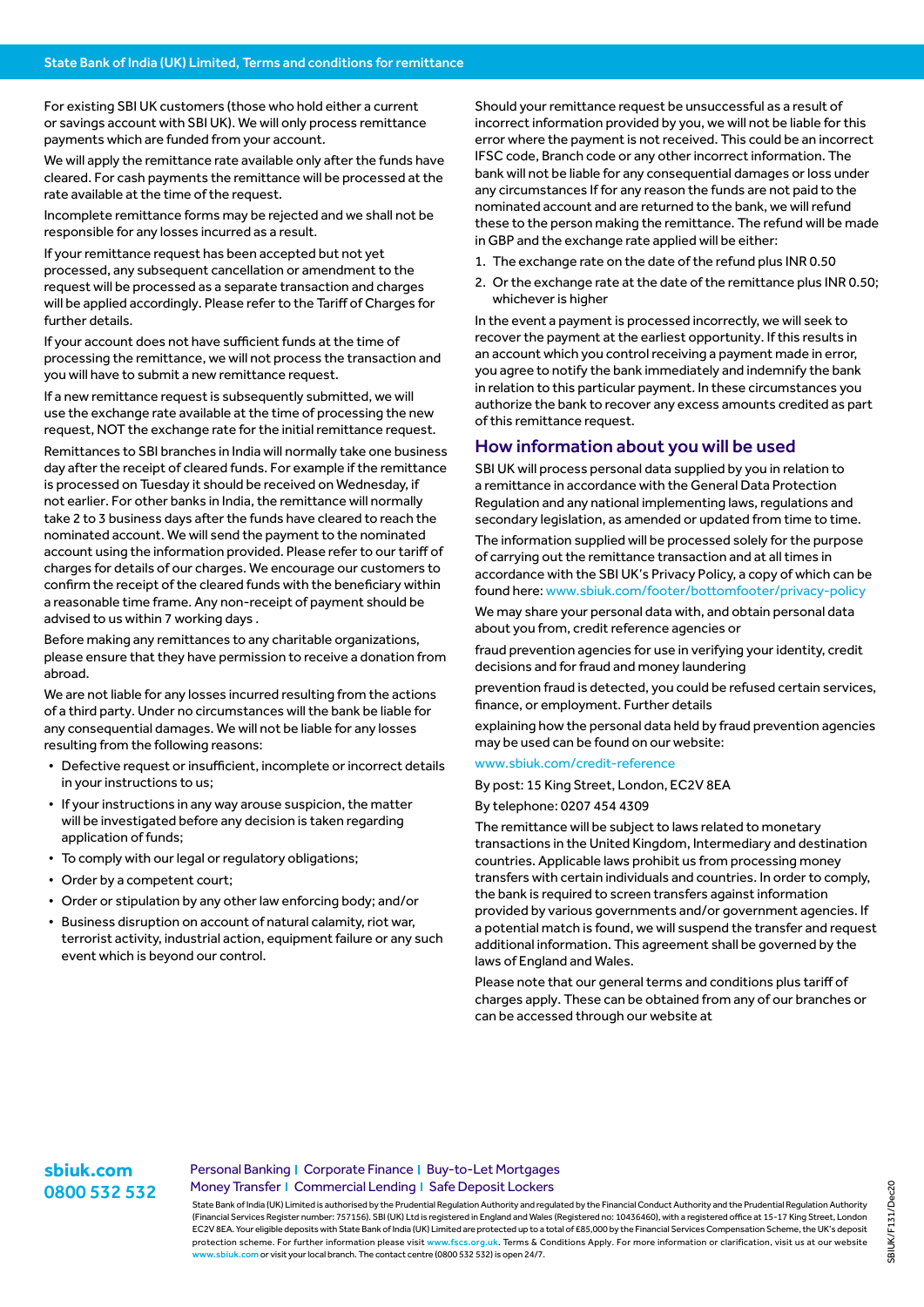For existing SBI UK customers (those who hold either a current or savings account with SBI UK). We will only process remittance payments which are funded from your account.

We will apply the remittance rate available only after the funds have cleared. For cash payments the remittance will be processed at the rate available at the time of the request.

Incomplete remittance forms may be rejected and we shall not be responsible for any losses incurred as a result.

If your remittance request has been accepted but not yet processed, any subsequent cancellation or amendment to the request will be processed as a separate transaction and charges will be applied accordingly. Please refer to the Tariff of Charges for further details.

If your account does not have sufficient funds at the time of processing the remittance, we will not process the transaction and you will have to submit a new remittance request.

If a new remittance request is subsequently submitted, we will use the exchange rate available at the time of processing the new request, NOT the exchange rate for the initial remittance request.

Remittances to SBI branches in India will normally take one business day after the receipt of cleared funds. For example if the remittance is processed on Tuesday it should be received on Wednesday, if not earlier. For other banks in India, the remittance will normally take 2 to 3 business days after the funds have cleared to reach the nominated account. We will send the payment to the nominated account using the information provided. Please refer to our tariff of charges for details of our charges. We encourage our customers to confirm the receipt of the cleared funds with the beneficiary within a reasonable time frame. Any non-receipt of payment should be advised to us within 7 working days .

Before making any remittances to any charitable organizations, please ensure that they have permission to receive a donation from abroad.

We are not liable for any losses incurred resulting from the actions of a third party. Under no circumstances will the bank be liable for any consequential damages. We will not be liable for any losses resulting from the following reasons:

- Defective request or insufficient, incomplete or incorrect details in your instructions to us;
- If your instructions in any way arouse suspicion, the matter will be investigated before any decision is taken regarding application of funds;
- To comply with our legal or regulatory obligations;
- Order by a competent court;
- Order or stipulation by any other law enforcing body; and/or
- Business disruption on account of natural calamity, riot war, terrorist activity, industrial action, equipment failure or any such event which is beyond our control.

Should your remittance request be unsuccessful as a result of incorrect information provided by you, we will not be liable for this error where the payment is not received. This could be an incorrect IFSC code, Branch code or any other incorrect information. The bank will not be liable for any consequential damages or loss under any circumstances If for any reason the funds are not paid to the nominated account and are returned to the bank, we will refund these to the person making the remittance. The refund will be made in GBP and the exchange rate applied will be either:

1. The exchange rate on the date of the refund plus INR 0.50
2. Or the exchange rate at the date of the remittance plus INR 0.50; whichever is higher

In the event a payment is processed incorrectly, we will seek to recover the payment at the earliest opportunity. If this results in an account which you control receiving a payment made in error, you agree to notify the bank immediately and indemnify the bank in relation to this particular payment. In these circumstances you authorize the bank to recover any excess amounts credited as part of this remittance request.

## How information about you will be used

SBI UK will process personal data supplied by you in relation to a remittance in accordance with the General Data Protection Regulation and any national implementing laws, regulations and secondary legislation, as amended or updated from time to time.

The information supplied will be processed solely for the purpose of carrying out the remittance transaction and at all times in accordance with the SBI UK's Privacy Policy, a copy of which can be found here: www.sbiuk.com/footer/bottomfooter/privacy-policy

We may share your personal data with, and obtain personal data about you from, credit reference agencies or

fraud prevention agencies for use in verifying your identity, credit decisions and for fraud and money laundering

prevention fraud is detected, you could be refused certain services, finance, or employment. Further details

explaining how the personal data held by fraud prevention agencies may be used can be found on our website:

www.sbiuk.com/credit-reference

By post: 15 King Street, London, EC2V 8EA

By telephone: 0207 454 4309

The remittance will be subject to laws related to monetary transactions in the United Kingdom, Intermediary and destination countries. Applicable laws prohibit us from processing money transfers with certain individuals and countries. In order to comply, the bank is required to screen transfers against information provided by various governments and/or government agencies. If a potential match is found, we will suspend the transfer and request additional information. This agreement shall be governed by the laws of England and Wales.

Please note that our general terms and conditions plus tariff of charges apply. These can be obtained from any of our branches or can be accessed through our website at

**sbiuk.com**
**0800 532 532**

Personal Banking | Corporate Finance | Buy-to-Let Mortgages
Money Transfer | Commercial Lending | Safe Deposit Lockers

State Bank of India (UK) Limited is authorised by the Prudential Regulation Authority and regulated by the Financial Conduct Authority and the Prudential Regulation Authority (Financial Services Register number: 757156). SBI (UK) Ltd is registered in England and Wales (Registered no: 10436460), with a registered office at 15-17 King Street, London EC2V 8EA. Your eligible deposits with State Bank of India (UK) Limited are protected up to a total of £85,000 by the Financial Services Compensation Scheme, the UK's deposit protection scheme. For further information please visit www.fscs.org.uk. Terms & Conditions Apply. For more information or clarification, visit us at our website www.sbiuk.com or visit your local branch. The contact centre (0800 532 532) is open 24/7.

SBIUK/F131/Dec20